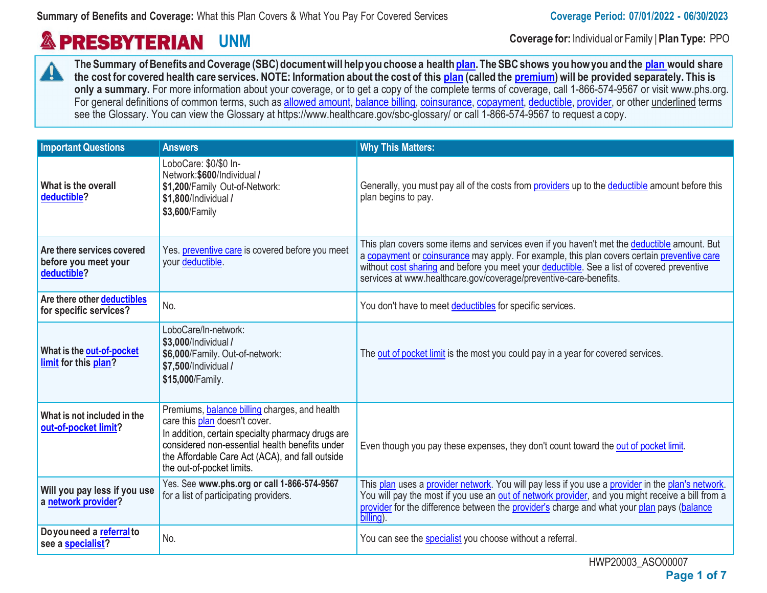**Summary of Benefits and Coverage:** What this Plan Covers & What You Pay For Covered Services

**Coverage Period: 07/01/2022 - 06/30/2023**

**PRESBYTERIAN UNM**

**Coverage for:** Individual or Family | **Plan Type:** PPO

**The Summary of Benefits and Coverage (SBC) document will help you choose a health plan. The SBC shows you how you and the plan would share the cost for covered health care services. NOTE: Information about the cost of this plan (called the premium) will be provided separately. This is only a summary.** For more information about your coverage, or to get a copy of the complete terms of coverage, call 1-866-574-9567 or visit www.phs.org. For general definitions of common terms, such as allowed amount, balance billing, coinsurance, copayment, deductible, provider, or other underlined terms see the Glossary. You can view the Glossary at https://www.healthcare.gov/sbc-glossary/ or call 1-866-574-9567 to request a copy.

| Important Questions | Answers | Why This Matters: |
|---|---|---|
| **What is the overall deductible?** | LoboCare: $0/$0 In-Network:**$600**/Individual **/** **$1,200**/Family Out-of-Network: **$1,800**/Individual **/** **$3,600**/Family | Generally, you must pay all of the costs from providers up to the deductible amount before this plan begins to pay. |
| **Are there services covered before you meet your deductible?** | Yes. preventive care is covered before you meet your deductible. | This plan covers some items and services even if you haven't met the deductible amount. But a copayment or coinsurance may apply. For example, this plan covers certain preventive care without cost sharing and before you meet your deductible. See a list of covered preventive services at www.healthcare.gov/coverage/preventive-care-benefits. |
| **Are there other deductibles for specific services?** | No. | You don't have to meet deductibles for specific services. |
| **What is the out-of-pocket limit for this plan?** | LoboCare/In-network: **$3,000**/Individual **/** **$6,000**/Family. Out-of-network: **$7,500**/Individual **/** **$15,000**/Family. | The out of pocket limit is the most you could pay in a year for covered services. |
| **What is not included in the out-of-pocket limit?** | Premiums, balance billing charges, and health care this plan doesn't cover. In addition, certain specialty pharmacy drugs are considered non-essential health benefits under the Affordable Care Act (ACA), and fall outside the out-of-pocket limits. | Even though you pay these expenses, they don't count toward the out of pocket limit. |
| **Will you pay less if you use a network provider?** | Yes. See **www.phs.org or call 1-866-574-9567** for a list of participating providers. | This plan uses a provider network. You will pay less if you use a provider in the plan's network. You will pay the most if you use an out of network provider, and you might receive a bill from a provider for the difference between the provider's charge and what your plan pays (balance billing). |
| **Do you need a referral to see a specialist?** | No. | You can see the specialist you choose without a referral. |

HWP20003_ASO00007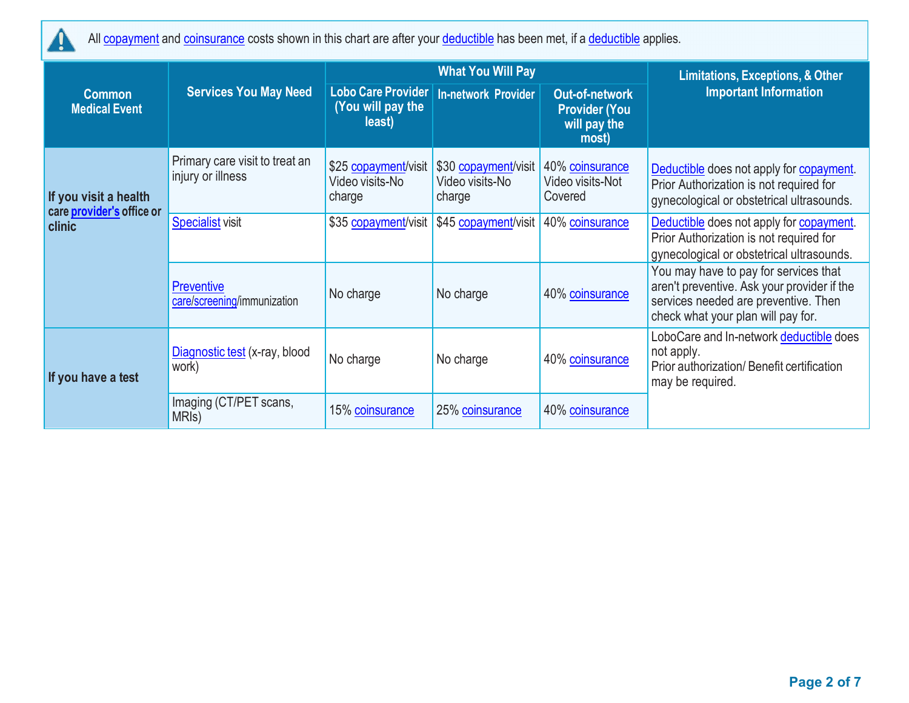All copayment and coinsurance costs shown in this chart are after your deductible has been met, if a deductible applies.

| Common Medical Event | Services You May Need | What You Will Pay | | | Limitations, Exceptions, & Other Important Information |
|---|---|---|---|---|---|
| | | Lobo Care Provider (You will pay the least) | In-network Provider | Out-of-network Provider (You will pay the most) | |
| If you visit a health care provider's office or clinic | Primary care visit to treat an injury or illness | $25 copayment/visit Video visits-No charge | $30 copayment/visit Video visits-No charge | 40% coinsurance Video visits-Not Covered | Deductible does not apply for copayment. Prior Authorization is not required for gynecological or obstetrical ultrasounds. |
| | Specialist visit | $35 copayment/visit | $45 copayment/visit | 40% coinsurance | Deductible does not apply for copayment. Prior Authorization is not required for gynecological or obstetrical ultrasounds. |
| | Preventive care/screening/immunization | No charge | No charge | 40% coinsurance | You may have to pay for services that aren't preventive. Ask your provider if the services needed are preventive. Then check what your plan will pay for. |
| If you have a test | Diagnostic test (x-ray, blood work) | No charge | No charge | 40% coinsurance | LoboCare and In-network deductible does not apply. Prior authorization/ Benefit certification may be required. |
| | Imaging (CT/PET scans, MRIs) | 15% coinsurance | 25% coinsurance | 40% coinsurance | |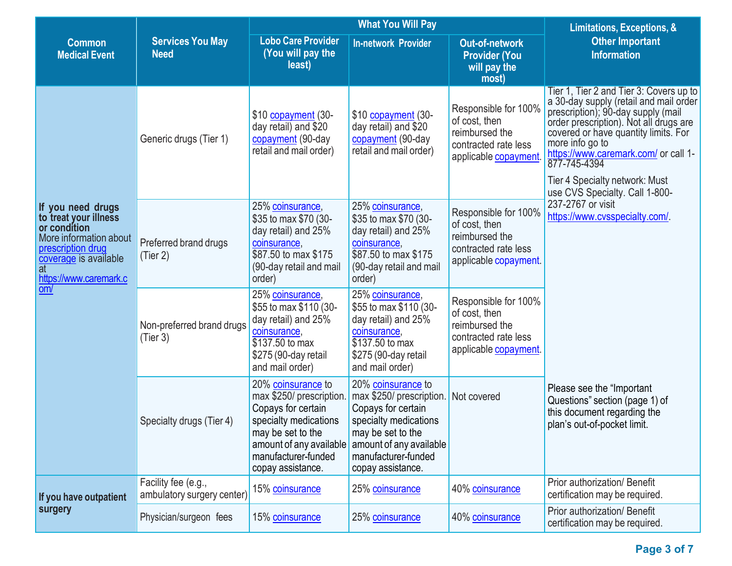| Common Medical Event | Services You May Need | What You Will Pay | | | Limitations, Exceptions, & Other Important Information |
|---|---|---|---|---|---|
| | | Lobo Care Provider (You will pay the least) | In-network Provider | Out-of-network Provider (You will pay the most) | |
| **If you need drugs to treat your illness or condition** More information about prescription drug coverage is available at https://www.caremark.com/ | Generic drugs (Tier 1) | $10 copayment (30-day retail) and $20 copayment (90-day retail and mail order) | $10 copayment (30-day retail) and $20 copayment (90-day retail and mail order) | Responsible for 100% of cost, then reimbursed the contracted rate less applicable copayment. | Tier 1, Tier 2 and Tier 3: Covers up to a 30-day supply (retail and mail order prescription); 90-day supply (mail order prescription). Not all drugs are covered or have quantity limits. For more info go to https://www.caremark.com/ or call 1-877-745-4394<br>Tier 4 Specialty network: Must use CVS Specialty. Call 1-800-237-2767 or visit https://www.cvsspecialty.com/. |
| | Preferred brand drugs (Tier 2) | 25% coinsurance, $35 to max $70 (30-day retail) and 25% coinsurance, $87.50 to max $175 (90-day retail and mail order) | 25% coinsurance, $35 to max $70 (30-day retail) and 25% coinsurance, $87.50 to max $175 (90-day retail and mail order) | Responsible for 100% of cost, then reimbursed the contracted rate less applicable copayment. | |
| | Non-preferred brand drugs (Tier 3) | 25% coinsurance, $55 to max $110 (30-day retail) and 25% coinsurance, $137.50 to max $275 (90-day retail and mail order) | 25% coinsurance, $55 to max $110 (30-day retail) and 25% coinsurance, $137.50 to max $275 (90-day retail and mail order) | Responsible for 100% of cost, then reimbursed the contracted rate less applicable copayment. | |
| | Specialty drugs (Tier 4) | 20% coinsurance to max $250/ prescription. Copays for certain specialty medications may be set to the amount of any available manufacturer-funded copay assistance. | 20% coinsurance to max $250/ prescription. Copays for certain specialty medications may be set to the amount of any available manufacturer-funded copay assistance. | Not covered | Please see the "Important Questions" section (page 1) of this document regarding the plan's out-of-pocket limit. |
| **If you have outpatient surgery** | Facility fee (e.g., ambulatory surgery center) | 15% coinsurance | 25% coinsurance | 40% coinsurance | Prior authorization/ Benefit certification may be required. |
| | Physician/surgeon fees | 15% coinsurance | 25% coinsurance | 40% coinsurance | Prior authorization/ Benefit certification may be required. |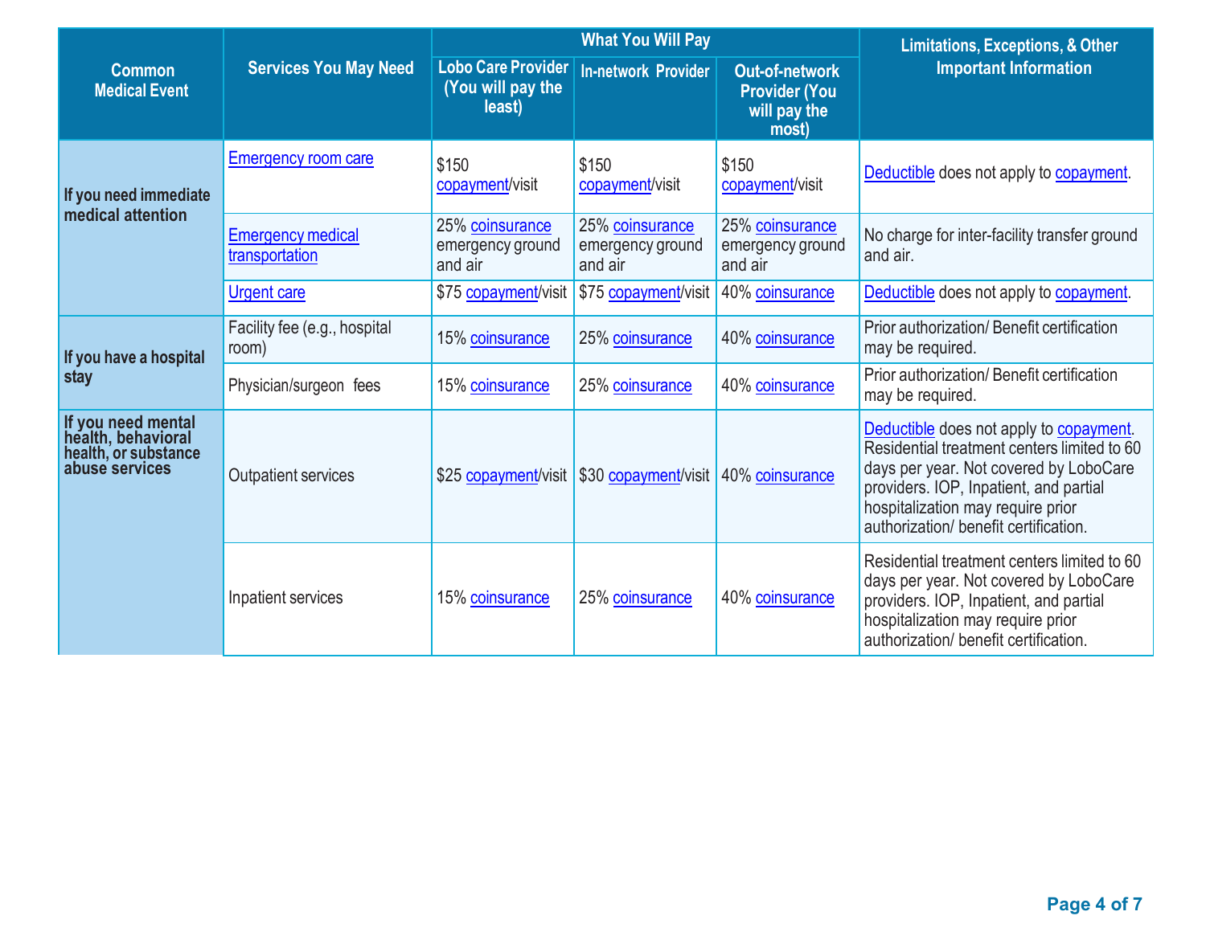| Common Medical Event | Services You May Need | What You Will Pay | | | Limitations, Exceptions, & Other Important Information |
|---|---|---|---|---|---|
| | | Lobo Care Provider (You will pay the least) | In-network Provider | Out-of-network Provider (You will pay the most) | |
| If you need immediate medical attention | Emergency room care | $150 copayment/visit | $150 copayment/visit | $150 copayment/visit | Deductible does not apply to copayment. |
| | Emergency medical transportation | 25% coinsurance emergency ground and air | 25% coinsurance emergency ground and air | 25% coinsurance emergency ground and air | No charge for inter-facility transfer ground and air. |
| | Urgent care | $75 copayment/visit | $75 copayment/visit | 40% coinsurance | Deductible does not apply to copayment. |
| If you have a hospital stay | Facility fee (e.g., hospital room) | 15% coinsurance | 25% coinsurance | 40% coinsurance | Prior authorization/ Benefit certification may be required. |
| | Physician/surgeon fees | 15% coinsurance | 25% coinsurance | 40% coinsurance | Prior authorization/ Benefit certification may be required. |
| If you need mental health, behavioral health, or substance abuse services | Outpatient services | $25 copayment/visit | $30 copayment/visit | 40% coinsurance | Deductible does not apply to copayment. Residential treatment centers limited to 60 days per year. Not covered by LoboCare providers. IOP, Inpatient, and partial hospitalization may require prior authorization/ benefit certification. |
| | Inpatient services | 15% coinsurance | 25% coinsurance | 40% coinsurance | Residential treatment centers limited to 60 days per year. Not covered by LoboCare providers. IOP, Inpatient, and partial hospitalization may require prior authorization/ benefit certification. |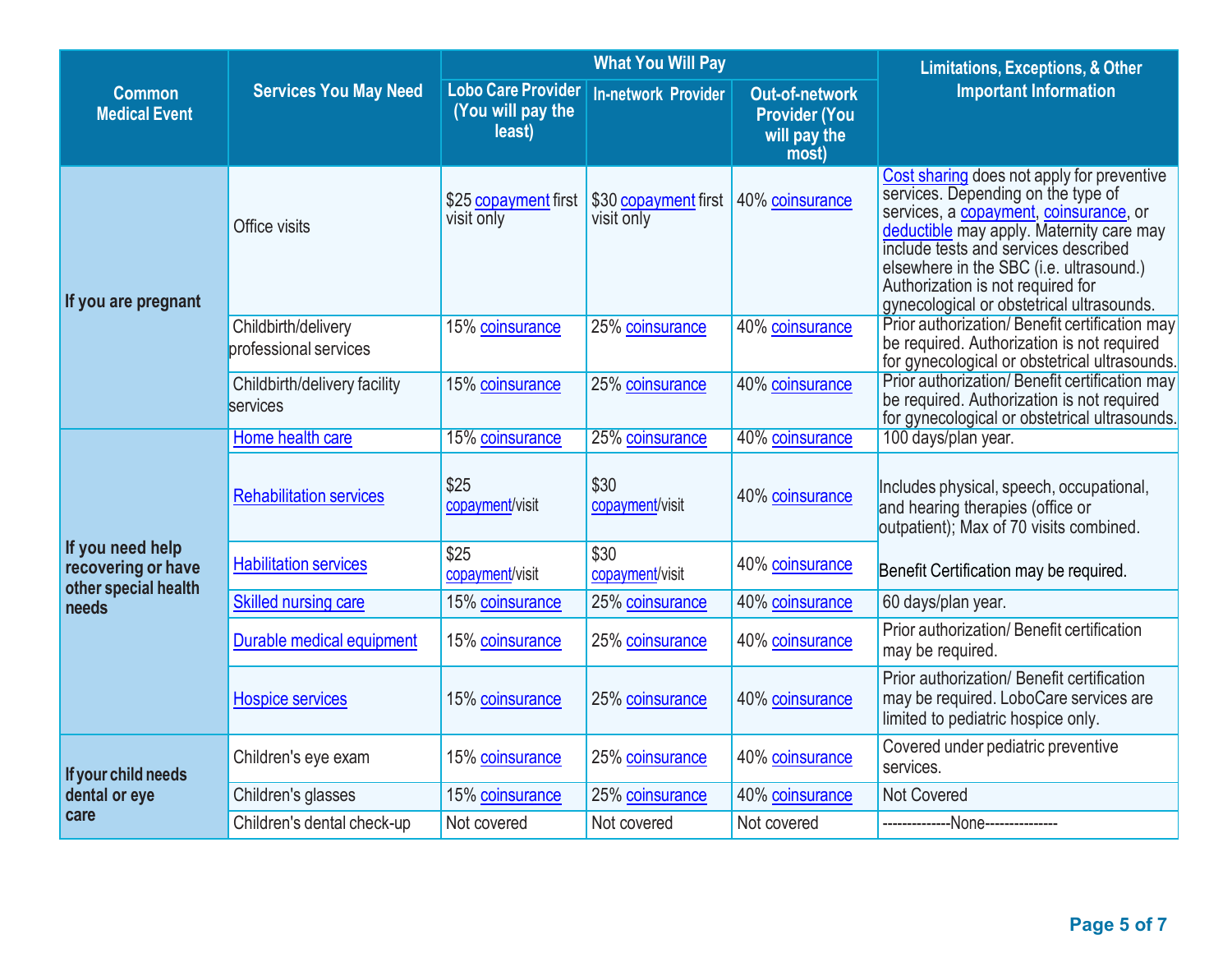| Common Medical Event | Services You May Need | What You Will Pay | | | Limitations, Exceptions, & Other Important Information |
|---|---|---|---|---|---|
| | | Lobo Care Provider (You will pay the least) | In-network Provider | Out-of-network Provider (You will pay the most) | |
| If you are pregnant | Office visits | $25 copayment first visit only | $30 copayment first visit only | 40% coinsurance | Cost sharing does not apply for preventive services. Depending on the type of services, a copayment, coinsurance, or deductible may apply. Maternity care may include tests and services described elsewhere in the SBC (i.e. ultrasound.) Authorization is not required for gynecological or obstetrical ultrasounds. |
| | Childbirth/delivery professional services | 15% coinsurance | 25% coinsurance | 40% coinsurance | Prior authorization/ Benefit certification may be required. Authorization is not required for gynecological or obstetrical ultrasounds. |
| | Childbirth/delivery facility services | 15% coinsurance | 25% coinsurance | 40% coinsurance | Prior authorization/ Benefit certification may be required. Authorization is not required for gynecological or obstetrical ultrasounds. |
| If you need help recovering or have other special health needs | Home health care | 15% coinsurance | 25% coinsurance | 40% coinsurance | 100 days/plan year. |
| | Rehabilitation services | $25 copayment/visit | $30 copayment/visit | 40% coinsurance | Includes physical, speech, occupational, and hearing therapies (office or outpatient); Max of 70 visits combined. Benefit Certification may be required. |
| | Habilitation services | $25 copayment/visit | $30 copayment/visit | 40% coinsurance | |
| | Skilled nursing care | 15% coinsurance | 25% coinsurance | 40% coinsurance | 60 days/plan year. |
| | Durable medical equipment | 15% coinsurance | 25% coinsurance | 40% coinsurance | Prior authorization/ Benefit certification may be required. |
| | Hospice services | 15% coinsurance | 25% coinsurance | 40% coinsurance | Prior authorization/ Benefit certification may be required. LoboCare services are limited to pediatric hospice only. |
| If your child needs dental or eye care | Children's eye exam | 15% coinsurance | 25% coinsurance | 40% coinsurance | Covered under pediatric preventive services. |
| | Children's glasses | 15% coinsurance | 25% coinsurance | 40% coinsurance | Not Covered |
| | Children's dental check-up | Not covered | Not covered | Not covered | --------------None--------------- |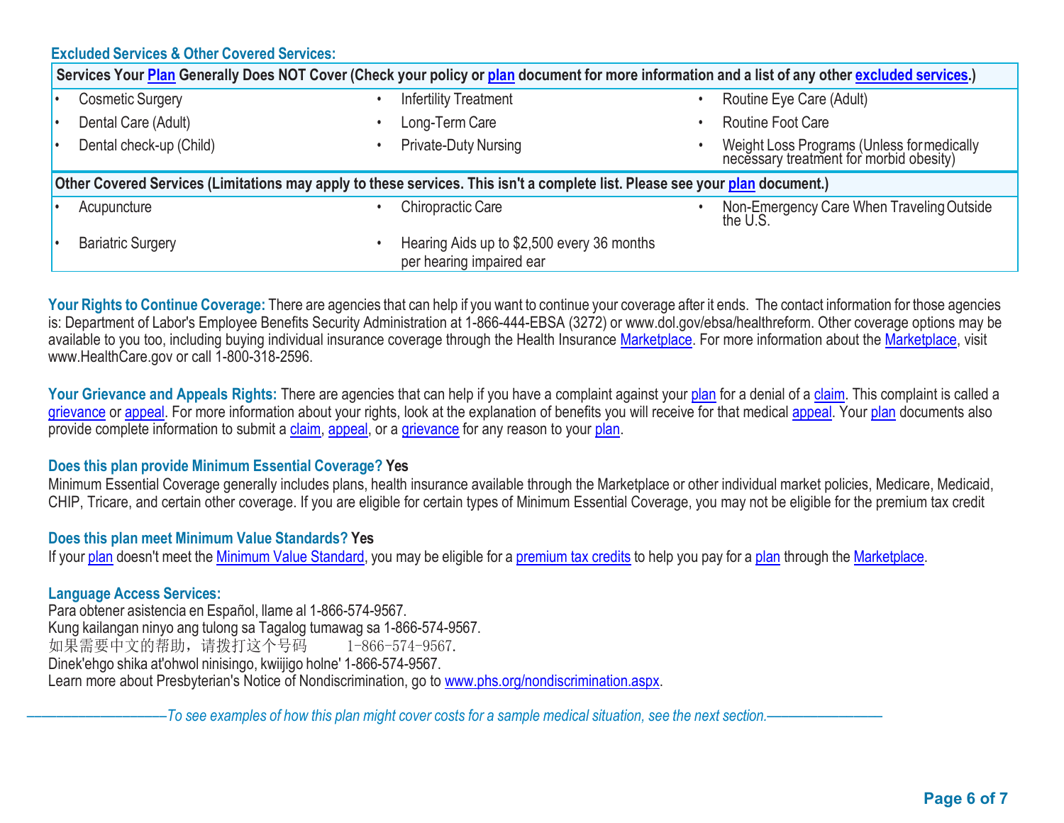### Excluded Services & Other Covered Services:

| Services Your Plan Generally Does NOT Cover (Check your policy or plan document for more information and a list of any other excluded services.) | | |
|---|---|---|
| • Cosmetic Surgery | • Infertility Treatment | • Routine Eye Care (Adult) |
| • Dental Care (Adult) | • Long-Term Care | • Routine Foot Care |
| • Dental check-up (Child) | • Private-Duty Nursing | • Weight Loss Programs (Unless for medically necessary treatment for morbid obesity) |

| Other Covered Services (Limitations may apply to these services. This isn't a complete list. Please see your plan document.) | | |
|---|---|---|
| • Acupuncture | • Chiropractic Care | • Non-Emergency Care When Traveling Outside the U.S. |
| • Bariatric Surgery | • Hearing Aids up to $2,500 every 36 months per hearing impaired ear | |

**Your Rights to Continue Coverage:** There are agencies that can help if you want to continue your coverage after it ends. The contact information for those agencies is: Department of Labor's Employee Benefits Security Administration at 1-866-444-EBSA (3272) or www.dol.gov/ebsa/healthreform. Other coverage options may be available to you too, including buying individual insurance coverage through the Health Insurance Marketplace. For more information about the Marketplace, visit www.HealthCare.gov or call 1-800-318-2596.

**Your Grievance and Appeals Rights:** There are agencies that can help if you have a complaint against your plan for a denial of a claim. This complaint is called a grievance or appeal. For more information about your rights, look at the explanation of benefits you will receive for that medical appeal. Your plan documents also provide complete information to submit a claim, appeal, or a grievance for any reason to your plan.

**Does this plan provide Minimum Essential Coverage? Yes**

Minimum Essential Coverage generally includes plans, health insurance available through the Marketplace or other individual market policies, Medicare, Medicaid, CHIP, Tricare, and certain other coverage. If you are eligible for certain types of Minimum Essential Coverage, you may not be eligible for the premium tax credit

**Does this plan meet Minimum Value Standards? Yes**

If your plan doesn't meet the Minimum Value Standard, you may be eligible for a premium tax credits to help you pay for a plan through the Marketplace.

**Language Access Services:**

Para obtener asistencia en Español, llame al 1-866-574-9567.
Kung kailangan ninyo ang tulong sa Tagalog tumawag sa 1-866-574-9567.
如果需要中文的帮助，请拨打这个号码 1-866-574-9567.
Dinek'ehgo shika at'ohwol ninisingo, kwiijigo holne' 1-866-574-9567.
Learn more about Presbyterian's Notice of Nondiscrimination, go to www.phs.org/nondiscrimination.aspx.

*——————To see examples of how this plan might cover costs for a sample medical situation, see the next section.——————*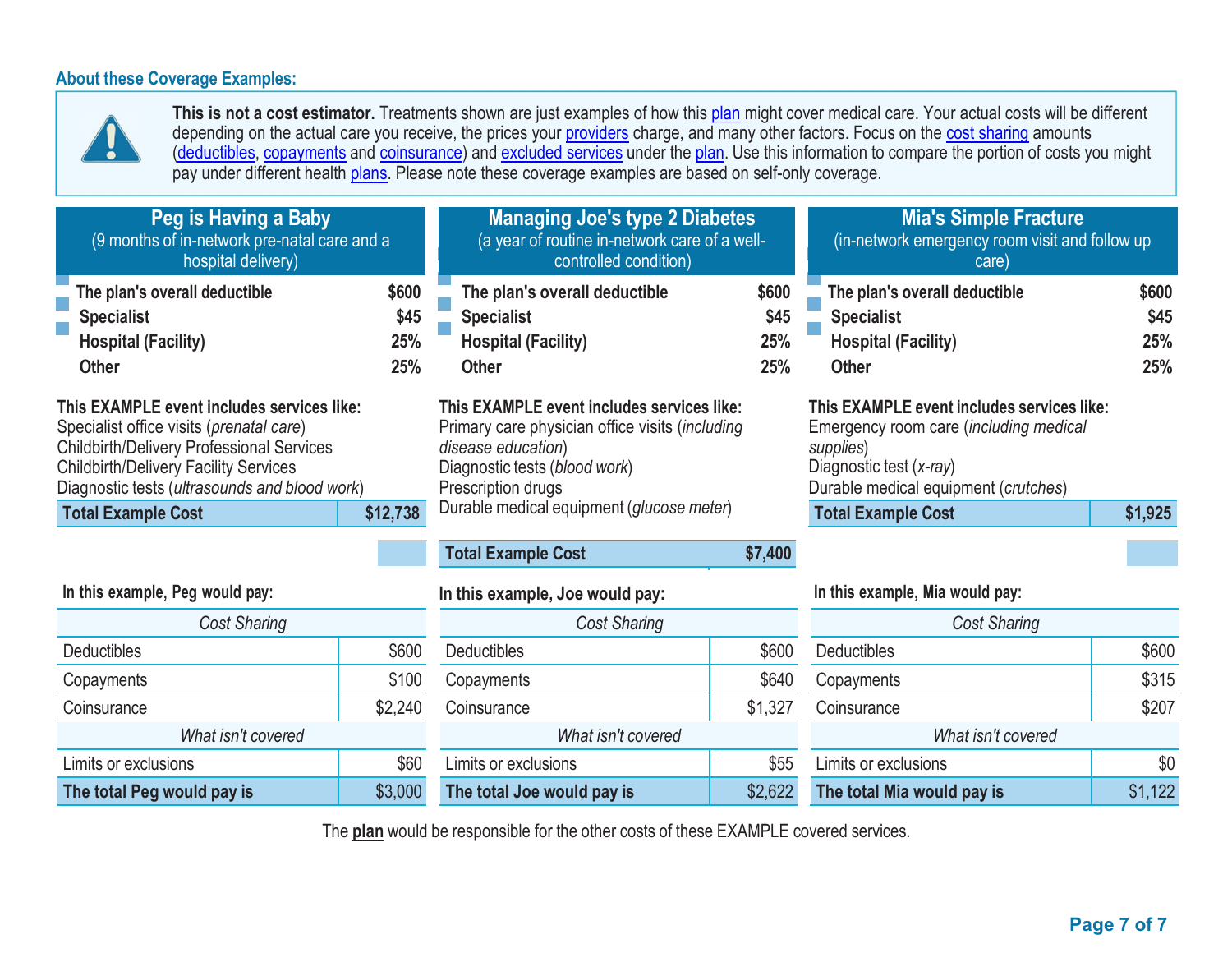### About these Coverage Examples:

**This is not a cost estimator.** Treatments shown are just examples of how this plan might cover medical care. Your actual costs will be different depending on the actual care you receive, the prices your providers charge, and many other factors. Focus on the cost sharing amounts (deductibles, copayments and coinsurance) and excluded services under the plan. Use this information to compare the portion of costs you might pay under different health plans. Please note these coverage examples are based on self-only coverage.

## Peg is Having a Baby

(9 months of in-network pre-natal care and a hospital delivery)

| | |
|---|---|
| **The plan's overall deductible** | **$600** |
| **Specialist** | **$45** |
| **Hospital (Facility)** | **25%** |
| **Other** | **25%** |

**This EXAMPLE event includes services like:**
Specialist office visits (*prenatal care*)
Childbirth/Delivery Professional Services
Childbirth/Delivery Facility Services
Diagnostic tests (*ultrasounds and blood work*)

| | |
|---|---|
| **Total Example Cost** | **$12,738** |

**In this example, Peg would pay:**

| *Cost Sharing* | |
|---|---|
| Deductibles | $600 |
| Copayments | $100 |
| Coinsurance | $2,240 |
| *What isn't covered* | |
| Limits or exclusions | $60 |
| **The total Peg would pay is** | $3,000 |

## Managing Joe's type 2 Diabetes

(a year of routine in-network care of a well-controlled condition)

| | |
|---|---|
| **The plan's overall deductible** | **$600** |
| **Specialist** | **$45** |
| **Hospital (Facility)** | **25%** |
| **Other** | **25%** |

**This EXAMPLE event includes services like:**
Primary care physician office visits (*including disease education*)
Diagnostic tests (*blood work*)
Prescription drugs
Durable medical equipment (*glucose meter*)

| | |
|---|---|
| **Total Example Cost** | **$7,400** |

**In this example, Joe would pay:**

| *Cost Sharing* | |
|---|---|
| Deductibles | $600 |
| Copayments | $640 |
| Coinsurance | $1,327 |
| *What isn't covered* | |
| Limits or exclusions | $55 |
| **The total Joe would pay is** | $2,622 |

## Mia's Simple Fracture

(in-network emergency room visit and follow up care)

| | |
|---|---|
| **The plan's overall deductible** | **$600** |
| **Specialist** | **$45** |
| **Hospital (Facility)** | **25%** |
| **Other** | **25%** |

**This EXAMPLE event includes services like:**
Emergency room care (*including medical supplies*)
Diagnostic test (*x-ray*)
Durable medical equipment (*crutches*)

| | |
|---|---|
| **Total Example Cost** | **$1,925** |

**In this example, Mia would pay:**

| *Cost Sharing* | |
|---|---|
| Deductibles | $600 |
| Copayments | $315 |
| Coinsurance | $207 |
| *What isn't covered* | |
| Limits or exclusions | $0 |
| **The total Mia would pay is** | $1,122 |

The **plan** would be responsible for the other costs of these EXAMPLE covered services.